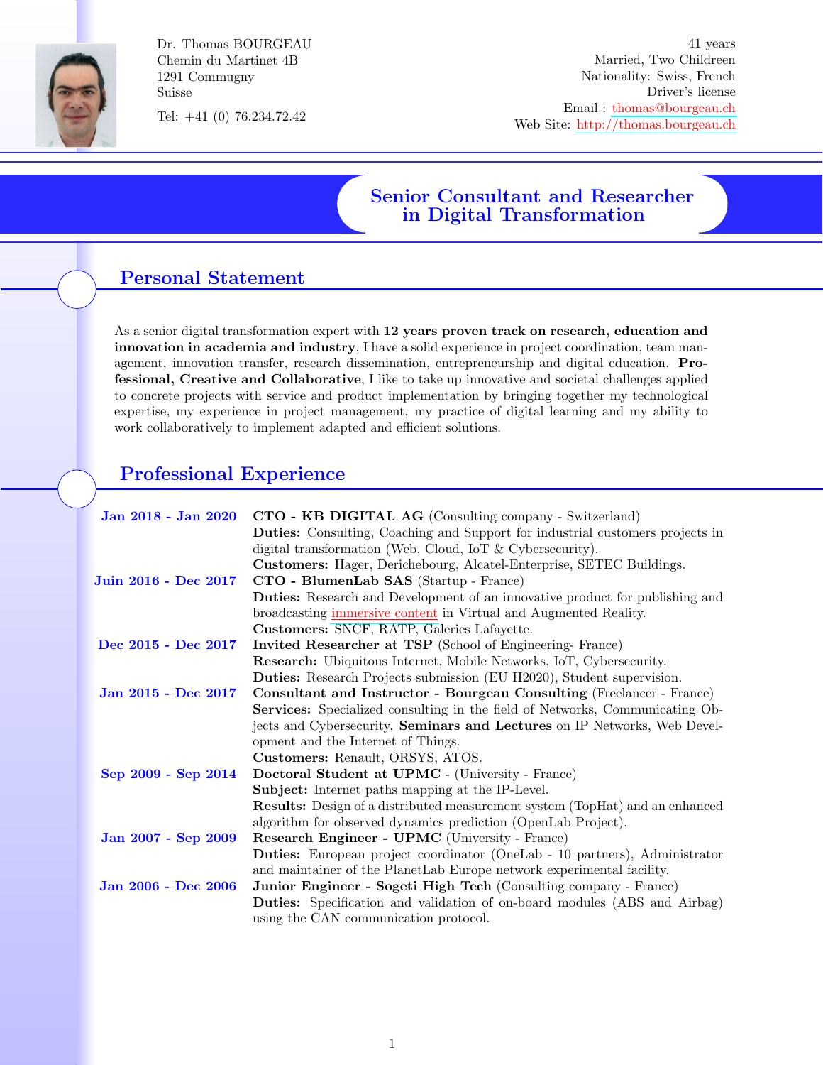Dr. Thomas BOURGEAU
Chemin du Martinet 4B
1291 Commugny
Suisse

Tel: +41 (0) 76.234.72.42

41 years
Married, Two Childreen
Nationality: Swiss, French
Driver's license
Email : thomas@bourgeau.ch
Web Site: http://thomas.bourgeau.ch

# Senior Consultant and Researcher in Digital Transformation

## Personal Statement

As a senior digital transformation expert with **12 years proven track on research, education and innovation in academia and industry**, I have a solid experience in project coordination, team management, innovation transfer, research dissemination, entrepreneurship and digital education. **Professional, Creative and Collaborative**, I like to take up innovative and societal challenges applied to concrete projects with service and product implementation by bringing together my technological expertise, my experience in project management, my practice of digital learning and my ability to work collaboratively to implement adapted and efficient solutions.

## Professional Experience

**Jan 2018 - Jan 2020** — **CTO - KB DIGITAL AG** (Consulting company - Switzerland)
**Duties:** Consulting, Coaching and Support for industrial customers projects in digital transformation (Web, Cloud, IoT & Cybersecurity).
**Customers:** Hager, Derichebourg, Alcatel-Enterprise, SETEC Buildings.

**Juin 2016 - Dec 2017** — **CTO - BlumenLab SAS** (Startup - France)
**Duties:** Research and Development of an innovative product for publishing and broadcasting immersive content in Virtual and Augmented Reality.
**Customers:** SNCF, RATP, Galeries Lafayette.

**Dec 2015 - Dec 2017** — **Invited Researcher at TSP** (School of Engineering- France)
**Research:** Ubiquitous Internet, Mobile Networks, IoT, Cybersecurity.
**Duties:** Research Projects submission (EU H2020), Student supervision.

**Jan 2015 - Dec 2017** — **Consultant and Instructor - Bourgeau Consulting** (Freelancer - France)
**Services:** Specialized consulting in the field of Networks, Communicating Objects and Cybersecurity. **Seminars and Lectures** on IP Networks, Web Development and the Internet of Things.
**Customers:** Renault, ORSYS, ATOS.

**Sep 2009 - Sep 2014** — **Doctoral Student at UPMC** - (University - France)
**Subject:** Internet paths mapping at the IP-Level.
**Results:** Design of a distributed measurement system (TopHat) and an enhanced algorithm for observed dynamics prediction (OpenLab Project).

**Jan 2007 - Sep 2009** — **Research Engineer - UPMC** (University - France)
**Duties:** European project coordinator (OneLab - 10 partners), Administrator and maintainer of the PlanetLab Europe network experimental facility.

**Jan 2006 - Dec 2006** — **Junior Engineer - Sogeti High Tech** (Consulting company - France)
**Duties:** Specification and validation of on-board modules (ABS and Airbag) using the CAN communication protocol.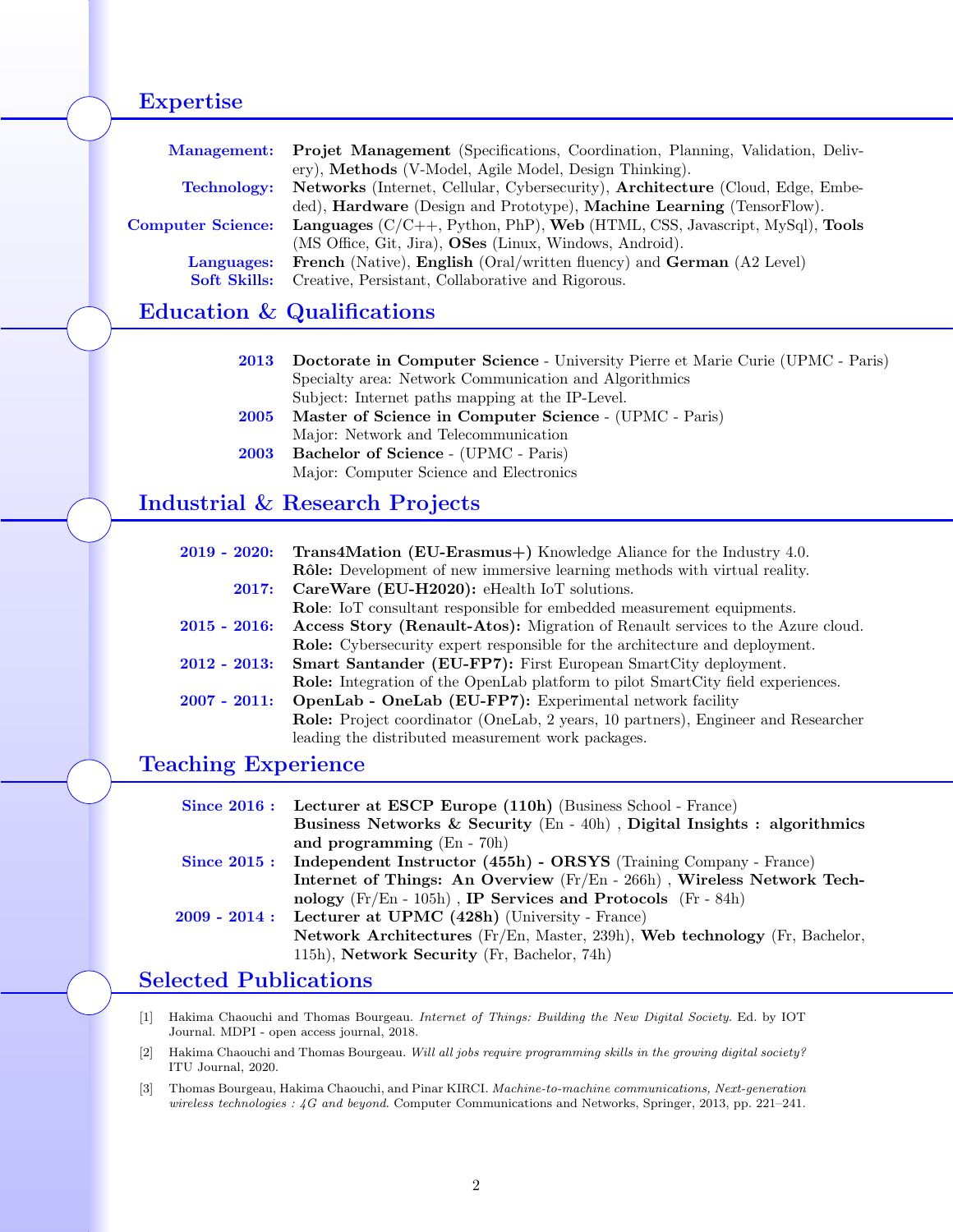## Expertise

**Management:** **Projet Management** (Specifications, Coordination, Planning, Validation, Delivery), **Methods** (V-Model, Agile Model, Design Thinking).

**Technology:** **Networks** (Internet, Cellular, Cybersecurity), **Architecture** (Cloud, Edge, Embeded), **Hardware** (Design and Prototype), **Machine Learning** (TensorFlow).

**Computer Science:** **Languages** (C/C++, Python, PhP), **Web** (HTML, CSS, Javascript, MySql), **Tools** (MS Office, Git, Jira), **OSes** (Linux, Windows, Android).

**Languages:** **French** (Native), **English** (Oral/written fluency) and **German** (A2 Level)

**Soft Skills:** Creative, Persistant, Collaborative and Rigorous.

## Education & Qualifications

**2013** **Doctorate in Computer Science** - University Pierre et Marie Curie (UPMC - Paris)
Specialty area: Network Communication and Algorithmics
Subject: Internet paths mapping at the IP-Level.

**2005** **Master of Science in Computer Science** - (UPMC - Paris)
Major: Network and Telecommunication

**2003** **Bachelor of Science** - (UPMC - Paris)
Major: Computer Science and Electronics

## Industrial & Research Projects

**2019 - 2020:** **Trans4Mation (EU-Erasmus+)** Knowledge Aliance for the Industry 4.0.
**Rôle:** Development of new immersive learning methods with virtual reality.

**2017:** **CareWare (EU-H2020):** eHealth IoT solutions.
**Role**: IoT consultant responsible for embedded measurement equipments.

**2015 - 2016:** **Access Story (Renault-Atos):** Migration of Renault services to the Azure cloud.
**Role:** Cybersecurity expert responsible for the architecture and deployment.

**2012 - 2013:** **Smart Santander (EU-FP7):** First European SmartCity deployment.
**Role:** Integration of the OpenLab platform to pilot SmartCity field experiences.

**2007 - 2011:** **OpenLab - OneLab (EU-FP7):** Experimental network facility
**Role:** Project coordinator (OneLab, 2 years, 10 partners), Engineer and Researcher leading the distributed measurement work packages.

## Teaching Experience

**Since 2016 :** **Lecturer at ESCP Europe (110h)** (Business School - France)
**Business Networks & Security** (En - 40h) , **Digital Insights : algorithmics and programming** (En - 70h)

**Since 2015 :** **Independent Instructor (455h) - ORSYS** (Training Company - France)
**Internet of Things: An Overview** (Fr/En - 266h) , **Wireless Network Technology** (Fr/En - 105h) , **IP Services and Protocols** (Fr - 84h)

**2009 - 2014 :** **Lecturer at UPMC (428h)** (University - France)
**Network Architectures** (Fr/En, Master, 239h), **Web technology** (Fr, Bachelor, 115h), **Network Security** (Fr, Bachelor, 74h)

## Selected Publications

[1] Hakima Chaouchi and Thomas Bourgeau. *Internet of Things: Building the New Digital Society*. Ed. by IOT Journal. MDPI - open access journal, 2018.

[2] Hakima Chaouchi and Thomas Bourgeau. *Will all jobs require programming skills in the growing digital society?* ITU Journal, 2020.

[3] Thomas Bourgeau, Hakima Chaouchi, and Pinar KIRCI. *Machine-to-machine communications, Next-generation wireless technologies : 4G and beyond*. Computer Communications and Networks, Springer, 2013, pp. 221–241.